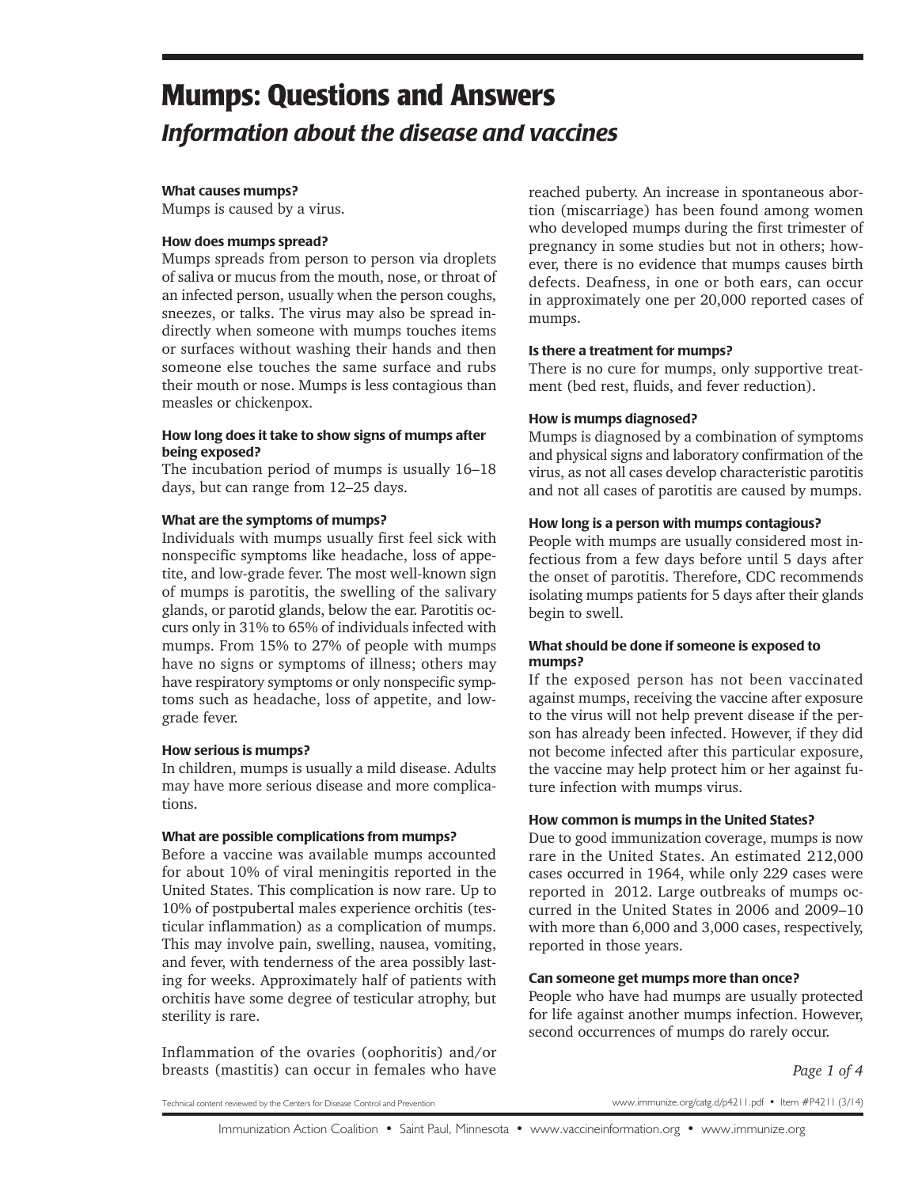# Mumps: Questions and Answers

## *Information about the disease and vaccines*

**What causes mumps?**

Mumps is caused by a virus.

**How does mumps spread?**

Mumps spreads from person to person via droplets of saliva or mucus from the mouth, nose, or throat of an infected person, usually when the person coughs, sneezes, or talks. The virus may also be spread indirectly when someone with mumps touches items or surfaces without washing their hands and then someone else touches the same surface and rubs their mouth or nose. Mumps is less contagious than measles or chickenpox.

**How long does it take to show signs of mumps after being exposed?**

The incubation period of mumps is usually 16–18 days, but can range from 12–25 days.

**What are the symptoms of mumps?**

Individuals with mumps usually first feel sick with nonspecific symptoms like headache, loss of appetite, and low-grade fever. The most well-known sign of mumps is parotitis, the swelling of the salivary glands, or parotid glands, below the ear. Parotitis occurs only in 31% to 65% of individuals infected with mumps. From 15% to 27% of people with mumps have no signs or symptoms of illness; others may have respiratory symptoms or only nonspecific symptoms such as headache, loss of appetite, and low-grade fever.

**How serious is mumps?**

In children, mumps is usually a mild disease. Adults may have more serious disease and more complications.

**What are possible complications from mumps?**

Before a vaccine was available mumps accounted for about 10% of viral meningitis reported in the United States. This complication is now rare. Up to 10% of postpubertal males experience orchitis (testicular inflammation) as a complication of mumps. This may involve pain, swelling, nausea, vomiting, and fever, with tenderness of the area possibly lasting for weeks. Approximately half of patients with orchitis have some degree of testicular atrophy, but sterility is rare.

Inflammation of the ovaries (oophoritis) and/or breasts (mastitis) can occur in females who have reached puberty. An increase in spontaneous abortion (miscarriage) has been found among women who developed mumps during the first trimester of pregnancy in some studies but not in others; however, there is no evidence that mumps causes birth defects. Deafness, in one or both ears, can occur in approximately one per 20,000 reported cases of mumps.

**Is there a treatment for mumps?**

There is no cure for mumps, only supportive treatment (bed rest, fluids, and fever reduction).

**How is mumps diagnosed?**

Mumps is diagnosed by a combination of symptoms and physical signs and laboratory confirmation of the virus, as not all cases develop characteristic parotitis and not all cases of parotitis are caused by mumps.

**How long is a person with mumps contagious?**

People with mumps are usually considered most infectious from a few days before until 5 days after the onset of parotitis. Therefore, CDC recommends isolating mumps patients for 5 days after their glands begin to swell.

**What should be done if someone is exposed to mumps?**

If the exposed person has not been vaccinated against mumps, receiving the vaccine after exposure to the virus will not help prevent disease if the person has already been infected. However, if they did not become infected after this particular exposure, the vaccine may help protect him or her against future infection with mumps virus.

**How common is mumps in the United States?**

Due to good immunization coverage, mumps is now rare in the United States. An estimated 212,000 cases occurred in 1964, while only 229 cases were reported in 2012. Large outbreaks of mumps occurred in the United States in 2006 and 2009–10 with more than 6,000 and 3,000 cases, respectively, reported in those years.

**Can someone get mumps more than once?**

People who have had mumps are usually protected for life against another mumps infection. However, second occurrences of mumps do rarely occur.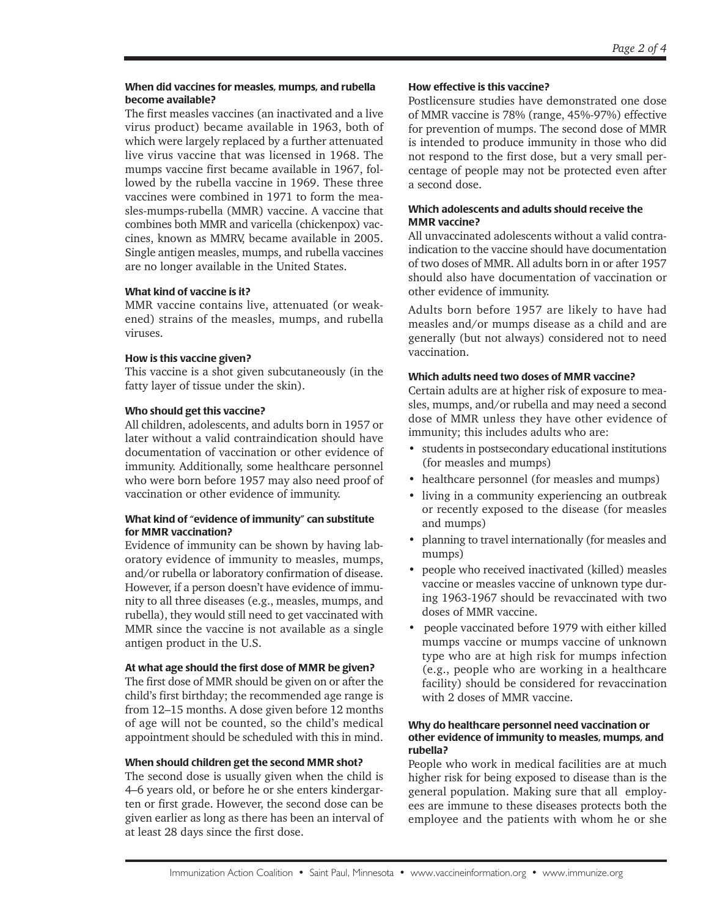### When did vaccines for measles, mumps, and rubella become available?

The first measles vaccines (an inactivated and a live virus product) became available in 1963, both of which were largely replaced by a further attenuated live virus vaccine that was licensed in 1968. The mumps vaccine first became available in 1967, followed by the rubella vaccine in 1969. These three vaccines were combined in 1971 to form the measles-mumps-rubella (MMR) vaccine. A vaccine that combines both MMR and varicella (chickenpox) vaccines, known as MMRV, became available in 2005. Single antigen measles, mumps, and rubella vaccines are no longer available in the United States.

### What kind of vaccine is it?

MMR vaccine contains live, attenuated (or weakened) strains of the measles, mumps, and rubella viruses.

### How is this vaccine given?

This vaccine is a shot given subcutaneously (in the fatty layer of tissue under the skin).

### Who should get this vaccine?

All children, adolescents, and adults born in 1957 or later without a valid contraindication should have documentation of vaccination or other evidence of immunity. Additionally, some healthcare personnel who were born before 1957 may also need proof of vaccination or other evidence of immunity.

### What kind of "evidence of immunity" can substitute for MMR vaccination?

Evidence of immunity can be shown by having laboratory evidence of immunity to measles, mumps, and/or rubella or laboratory confirmation of disease. However, if a person doesn't have evidence of immunity to all three diseases (e.g., measles, mumps, and rubella), they would still need to get vaccinated with MMR since the vaccine is not available as a single antigen product in the U.S.

### At what age should the first dose of MMR be given?

The first dose of MMR should be given on or after the child's first birthday; the recommended age range is from 12–15 months. A dose given before 12 months of age will not be counted, so the child's medical appointment should be scheduled with this in mind.

### When should children get the second MMR shot?

The second dose is usually given when the child is 4–6 years old, or before he or she enters kindergarten or first grade. However, the second dose can be given earlier as long as there has been an interval of at least 28 days since the first dose.

### How effective is this vaccine?

Postlicensure studies have demonstrated one dose of MMR vaccine is 78% (range, 45%-97%) effective for prevention of mumps. The second dose of MMR is intended to produce immunity in those who did not respond to the first dose, but a very small percentage of people may not be protected even after a second dose.

### Which adolescents and adults should receive the MMR vaccine?

All unvaccinated adolescents without a valid contraindication to the vaccine should have documentation of two doses of MMR. All adults born in or after 1957 should also have documentation of vaccination or other evidence of immunity.

Adults born before 1957 are likely to have had measles and/or mumps disease as a child and are generally (but not always) considered not to need vaccination.

### Which adults need two doses of MMR vaccine?

Certain adults are at higher risk of exposure to measles, mumps, and/or rubella and may need a second dose of MMR unless they have other evidence of immunity; this includes adults who are:

- students in postsecondary educational institutions (for measles and mumps)
- healthcare personnel (for measles and mumps)
- living in a community experiencing an outbreak or recently exposed to the disease (for measles and mumps)
- planning to travel internationally (for measles and mumps)
- people who received inactivated (killed) measles vaccine or measles vaccine of unknown type during 1963-1967 should be revaccinated with two doses of MMR vaccine.
- people vaccinated before 1979 with either killed mumps vaccine or mumps vaccine of unknown type who are at high risk for mumps infection (e.g., people who are working in a healthcare facility) should be considered for revaccination with 2 doses of MMR vaccine.

### Why do healthcare personnel need vaccination or other evidence of immunity to measles, mumps, and rubella?

People who work in medical facilities are at much higher risk for being exposed to disease than is the general population. Making sure that all employees are immune to these diseases protects both the employee and the patients with whom he or she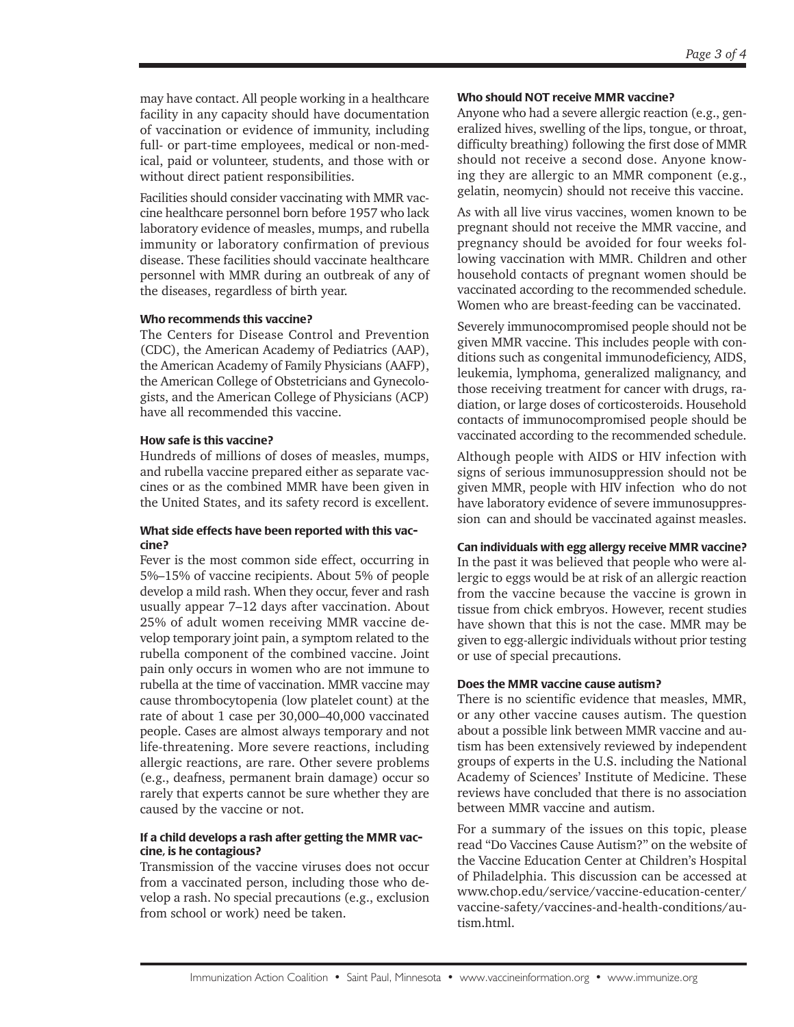may have contact. All people working in a healthcare facility in any capacity should have documentation of vaccination or evidence of immunity, including full- or part-time employees, medical or non-medical, paid or volunteer, students, and those with or without direct patient responsibilities.

Facilities should consider vaccinating with MMR vaccine healthcare personnel born before 1957 who lack laboratory evidence of measles, mumps, and rubella immunity or laboratory confirmation of previous disease. These facilities should vaccinate healthcare personnel with MMR during an outbreak of any of the diseases, regardless of birth year.

#### Who recommends this vaccine?

The Centers for Disease Control and Prevention (CDC), the American Academy of Pediatrics (AAP), the American Academy of Family Physicians (AAFP), the American College of Obstetricians and Gynecologists, and the American College of Physicians (ACP) have all recommended this vaccine.

#### How safe is this vaccine?

Hundreds of millions of doses of measles, mumps, and rubella vaccine prepared either as separate vaccines or as the combined MMR have been given in the United States, and its safety record is excellent.

#### What side effects have been reported with this vaccine?

Fever is the most common side effect, occurring in 5%–15% of vaccine recipients. About 5% of people develop a mild rash. When they occur, fever and rash usually appear 7–12 days after vaccination. About 25% of adult women receiving MMR vaccine develop temporary joint pain, a symptom related to the rubella component of the combined vaccine. Joint pain only occurs in women who are not immune to rubella at the time of vaccination. MMR vaccine may cause thrombocytopenia (low platelet count) at the rate of about 1 case per 30,000–40,000 vaccinated people. Cases are almost always temporary and not life-threatening. More severe reactions, including allergic reactions, are rare. Other severe problems (e.g., deafness, permanent brain damage) occur so rarely that experts cannot be sure whether they are caused by the vaccine or not.

#### If a child develops a rash after getting the MMR vaccine, is he contagious?

Transmission of the vaccine viruses does not occur from a vaccinated person, including those who develop a rash. No special precautions (e.g., exclusion from school or work) need be taken.

#### Who should NOT receive MMR vaccine?

Anyone who had a severe allergic reaction (e.g., generalized hives, swelling of the lips, tongue, or throat, difficulty breathing) following the first dose of MMR should not receive a second dose. Anyone knowing they are allergic to an MMR component (e.g., gelatin, neomycin) should not receive this vaccine.

As with all live virus vaccines, women known to be pregnant should not receive the MMR vaccine, and pregnancy should be avoided for four weeks following vaccination with MMR. Children and other household contacts of pregnant women should be vaccinated according to the recommended schedule. Women who are breast-feeding can be vaccinated.

Severely immunocompromised people should not be given MMR vaccine. This includes people with conditions such as congenital immunodeficiency, AIDS, leukemia, lymphoma, generalized malignancy, and those receiving treatment for cancer with drugs, radiation, or large doses of corticosteroids. Household contacts of immunocompromised people should be vaccinated according to the recommended schedule.

Although people with AIDS or HIV infection with signs of serious immunosuppression should not be given MMR, people with HIV infection who do not have laboratory evidence of severe immunosuppression can and should be vaccinated against measles.

#### Can individuals with egg allergy receive MMR vaccine?

In the past it was believed that people who were allergic to eggs would be at risk of an allergic reaction from the vaccine because the vaccine is grown in tissue from chick embryos. However, recent studies have shown that this is not the case. MMR may be given to egg-allergic individuals without prior testing or use of special precautions.

#### Does the MMR vaccine cause autism?

There is no scientific evidence that measles, MMR, or any other vaccine causes autism. The question about a possible link between MMR vaccine and autism has been extensively reviewed by independent groups of experts in the U.S. including the National Academy of Sciences' Institute of Medicine. These reviews have concluded that there is no association between MMR vaccine and autism.

For a summary of the issues on this topic, please read "Do Vaccines Cause Autism?" on the website of the Vaccine Education Center at Children's Hospital of Philadelphia. This discussion can be accessed at www.chop.edu/service/vaccine-education-center/vaccine-safety/vaccines-and-health-conditions/autism.html.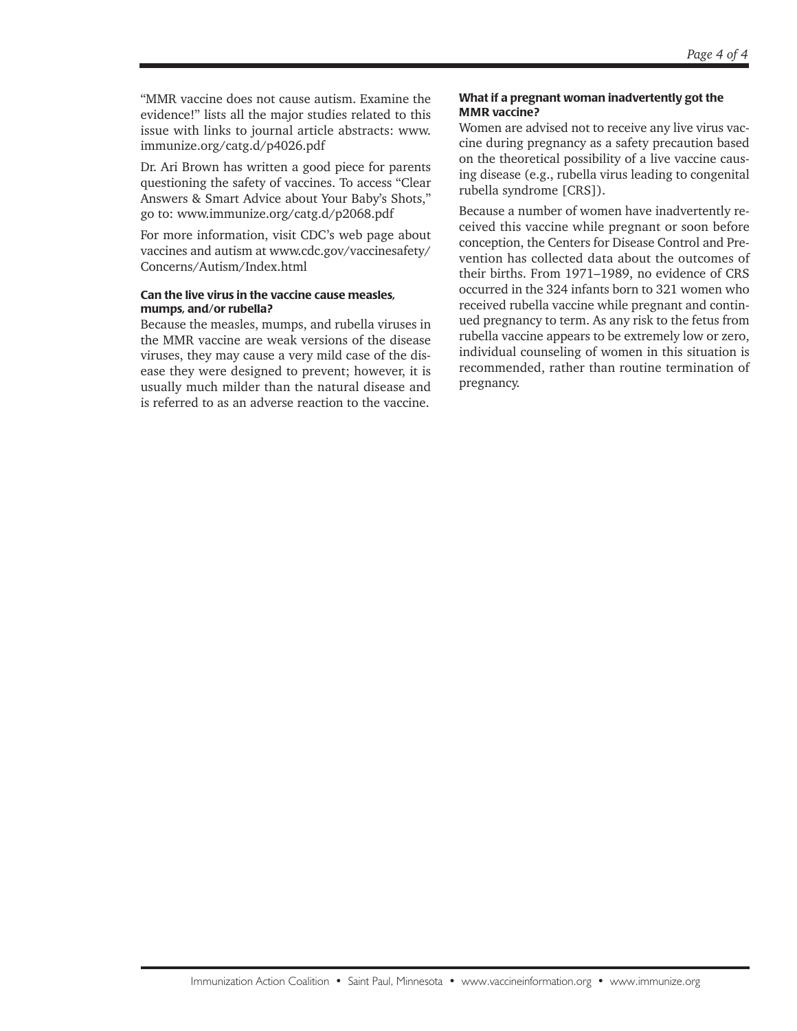"MMR vaccine does not cause autism. Examine the evidence!" lists all the major studies related to this issue with links to journal article abstracts: www.immunize.org/catg.d/p4026.pdf

Dr. Ari Brown has written a good piece for parents questioning the safety of vaccines. To access "Clear Answers & Smart Advice about Your Baby's Shots," go to: www.immunize.org/catg.d/p2068.pdf

For more information, visit CDC's web page about vaccines and autism at www.cdc.gov/vaccinesafety/Concerns/Autism/Index.html

**Can the live virus in the vaccine cause measles, mumps, and/or rubella?**

Because the measles, mumps, and rubella viruses in the MMR vaccine are weak versions of the disease viruses, they may cause a very mild case of the disease they were designed to prevent; however, it is usually much milder than the natural disease and is referred to as an adverse reaction to the vaccine.

**What if a pregnant woman inadvertently got the MMR vaccine?**

Women are advised not to receive any live virus vaccine during pregnancy as a safety precaution based on the theoretical possibility of a live vaccine causing disease (e.g., rubella virus leading to congenital rubella syndrome [CRS]).

Because a number of women have inadvertently received this vaccine while pregnant or soon before conception, the Centers for Disease Control and Prevention has collected data about the outcomes of their births. From 1971–1989, no evidence of CRS occurred in the 324 infants born to 321 women who received rubella vaccine while pregnant and continued pregnancy to term. As any risk to the fetus from rubella vaccine appears to be extremely low or zero, individual counseling of women in this situation is recommended, rather than routine termination of pregnancy.